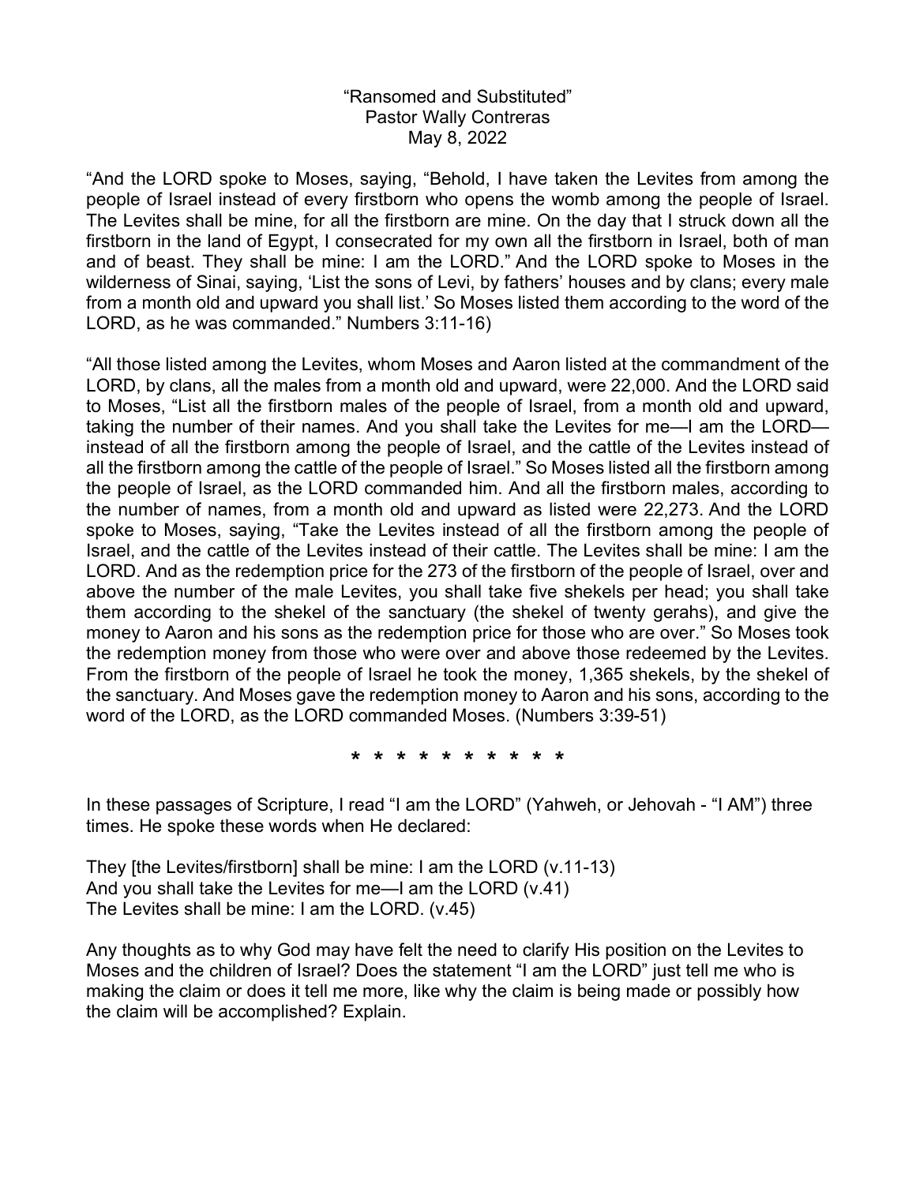“Ransomed and Substituted”
Pastor Wally Contreras
May 8, 2022

“And the LORD spoke to Moses, saying, “Behold, I have taken the Levites from among the people of Israel instead of every firstborn who opens the womb among the people of Israel. The Levites shall be mine, for all the firstborn are mine. On the day that I struck down all the firstborn in the land of Egypt, I consecrated for my own all the firstborn in Israel, both of man and of beast. They shall be mine: I am the LORD.” And the LORD spoke to Moses in the wilderness of Sinai, saying, ‘List the sons of Levi, by fathers’ houses and by clans; every male from a month old and upward you shall list.’ So Moses listed them according to the word of the LORD, as he was commanded.” Numbers 3:11-16)

“All those listed among the Levites, whom Moses and Aaron listed at the commandment of the LORD, by clans, all the males from a month old and upward, were 22,000. And the LORD said to Moses, “List all the firstborn males of the people of Israel, from a month old and upward, taking the number of their names. And you shall take the Levites for me—I am the LORD—instead of all the firstborn among the people of Israel, and the cattle of the Levites instead of all the firstborn among the cattle of the people of Israel.” So Moses listed all the firstborn among the people of Israel, as the LORD commanded him. And all the firstborn males, according to the number of names, from a month old and upward as listed were 22,273. And the LORD spoke to Moses, saying, “Take the Levites instead of all the firstborn among the people of Israel, and the cattle of the Levites instead of their cattle. The Levites shall be mine: I am the LORD. And as the redemption price for the 273 of the firstborn of the people of Israel, over and above the number of the male Levites, you shall take five shekels per head; you shall take them according to the shekel of the sanctuary (the shekel of twenty gerahs), and give the money to Aaron and his sons as the redemption price for those who are over.” So Moses took the redemption money from those who were over and above those redeemed by the Levites. From the firstborn of the people of Israel he took the money, 1,365 shekels, by the shekel of the sanctuary. And Moses gave the redemption money to Aaron and his sons, according to the word of the LORD, as the LORD commanded Moses. (Numbers 3:39-51)

* * * * * * * * * * *

In these passages of Scripture, I read “I am the LORD” (Yahweh, or Jehovah - “I AM”) three times. He spoke these words when He declared:

They [the Levites/firstborn] shall be mine: I am the LORD (v.11-13)
And you shall take the Levites for me—I am the LORD (v.41)
The Levites shall be mine: I am the LORD. (v.45)

Any thoughts as to why God may have felt the need to clarify His position on the Levites to Moses and the children of Israel? Does the statement “I am the LORD” just tell me who is making the claim or does it tell me more, like why the claim is being made or possibly how the claim will be accomplished? Explain.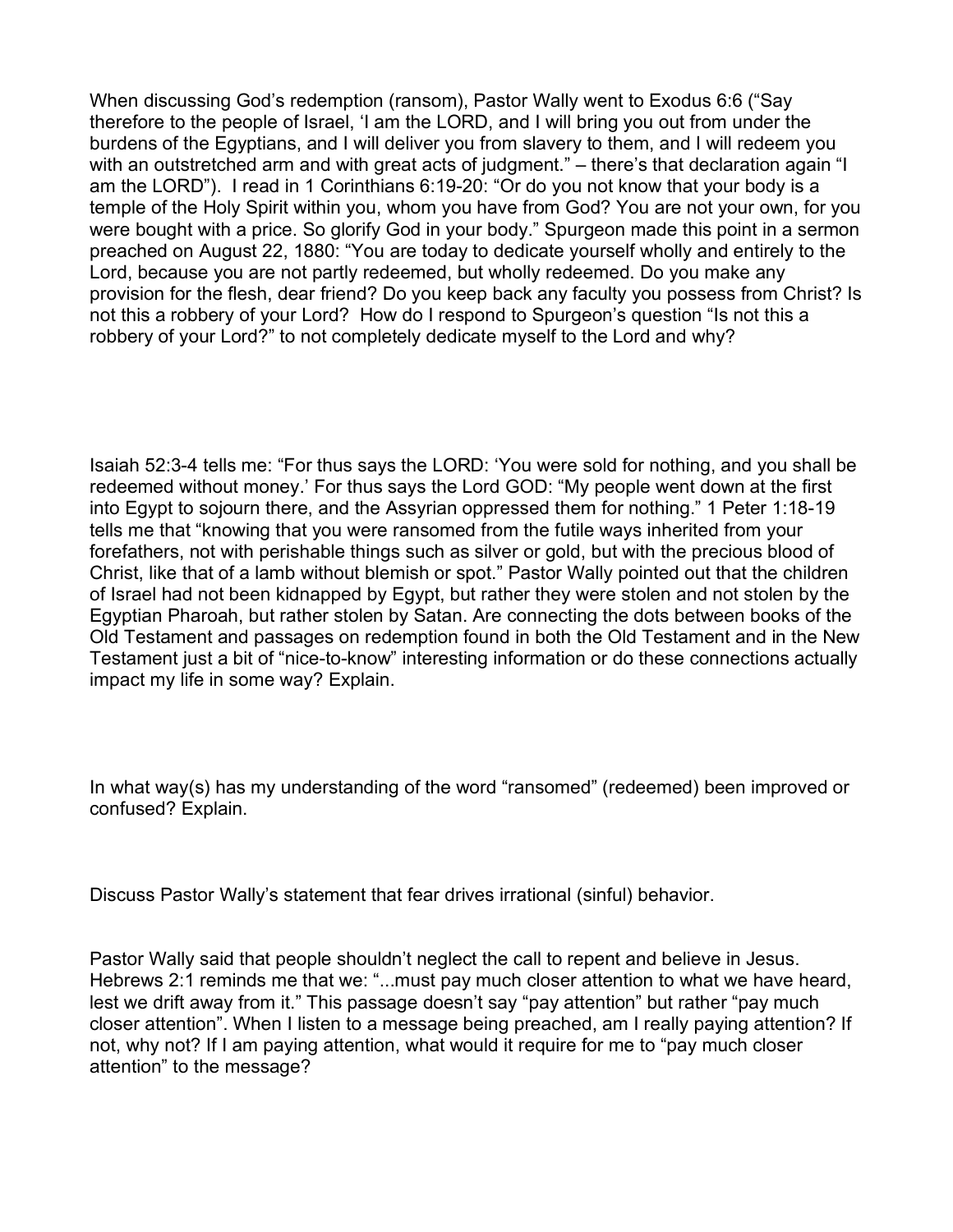When discussing God's redemption (ransom), Pastor Wally went to Exodus 6:6 ("Say therefore to the people of Israel, 'I am the LORD, and I will bring you out from under the burdens of the Egyptians, and I will deliver you from slavery to them, and I will redeem you with an outstretched arm and with great acts of judgment." – there's that declaration again "I am the LORD"). I read in 1 Corinthians 6:19-20: "Or do you not know that your body is a temple of the Holy Spirit within you, whom you have from God? You are not your own, for you were bought with a price. So glorify God in your body." Spurgeon made this point in a sermon preached on August 22, 1880: "You are today to dedicate yourself wholly and entirely to the Lord, because you are not partly redeemed, but wholly redeemed. Do you make any provision for the flesh, dear friend? Do you keep back any faculty you possess from Christ? Is not this a robbery of your Lord? How do I respond to Spurgeon's question "Is not this a robbery of your Lord?" to not completely dedicate myself to the Lord and why?

Isaiah 52:3-4 tells me: "For thus says the LORD: 'You were sold for nothing, and you shall be redeemed without money.' For thus says the Lord GOD: "My people went down at the first into Egypt to sojourn there, and the Assyrian oppressed them for nothing." 1 Peter 1:18-19 tells me that "knowing that you were ransomed from the futile ways inherited from your forefathers, not with perishable things such as silver or gold, but with the precious blood of Christ, like that of a lamb without blemish or spot." Pastor Wally pointed out that the children of Israel had not been kidnapped by Egypt, but rather they were stolen and not stolen by the Egyptian Pharoah, but rather stolen by Satan. Are connecting the dots between books of the Old Testament and passages on redemption found in both the Old Testament and in the New Testament just a bit of "nice-to-know" interesting information or do these connections actually impact my life in some way? Explain.

In what way(s) has my understanding of the word "ransomed" (redeemed) been improved or confused? Explain.

Discuss Pastor Wally's statement that fear drives irrational (sinful) behavior.

Pastor Wally said that people shouldn't neglect the call to repent and believe in Jesus. Hebrews 2:1 reminds me that we: "...must pay much closer attention to what we have heard, lest we drift away from it." This passage doesn't say "pay attention" but rather "pay much closer attention". When I listen to a message being preached, am I really paying attention? If not, why not? If I am paying attention, what would it require for me to "pay much closer attention" to the message?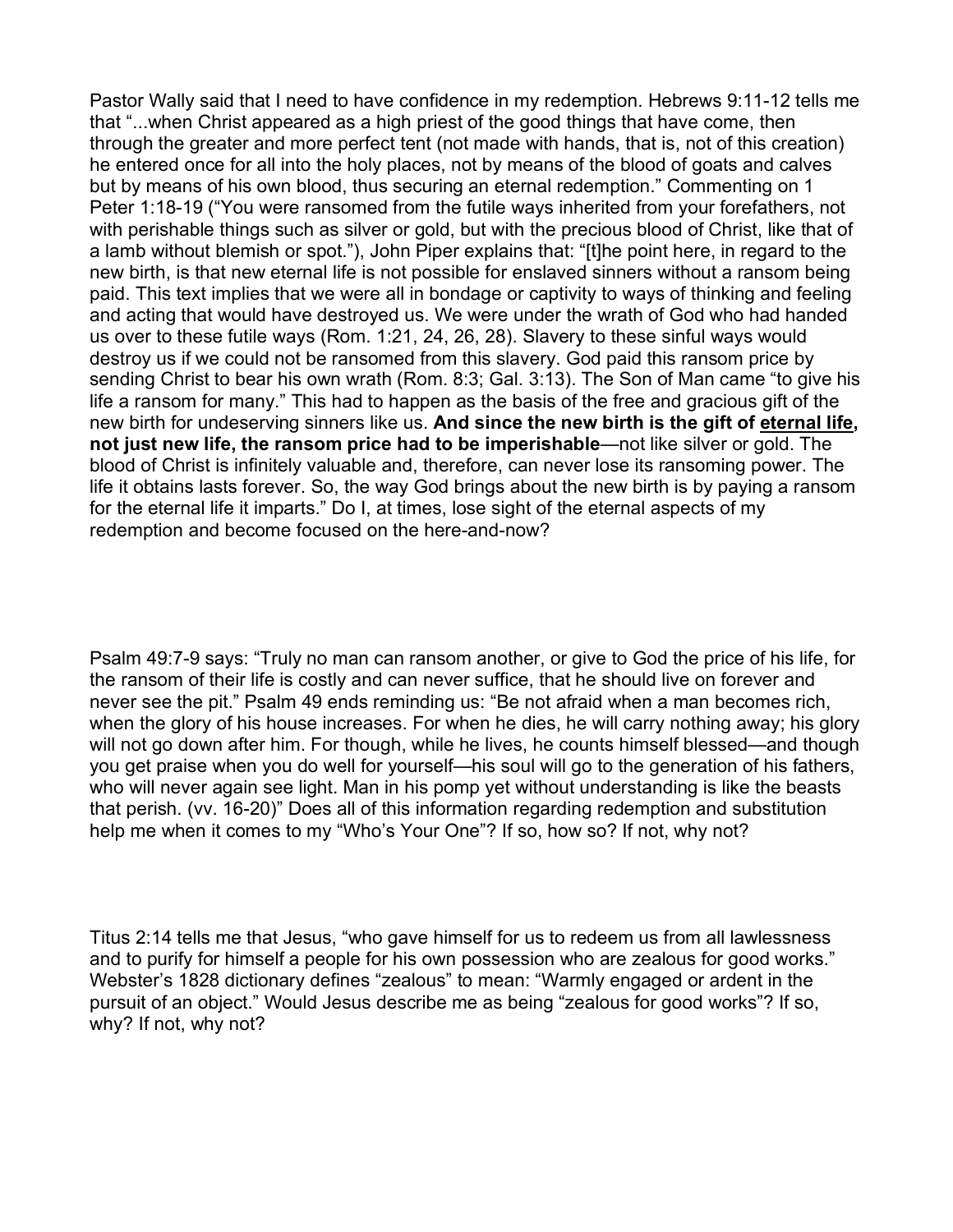Pastor Wally said that I need to have confidence in my redemption. Hebrews 9:11-12 tells me that "...when Christ appeared as a high priest of the good things that have come, then through the greater and more perfect tent (not made with hands, that is, not of this creation) he entered once for all into the holy places, not by means of the blood of goats and calves but by means of his own blood, thus securing an eternal redemption." Commenting on 1 Peter 1:18-19 ("You were ransomed from the futile ways inherited from your forefathers, not with perishable things such as silver or gold, but with the precious blood of Christ, like that of a lamb without blemish or spot."), John Piper explains that: "[t]he point here, in regard to the new birth, is that new eternal life is not possible for enslaved sinners without a ransom being paid. This text implies that we were all in bondage or captivity to ways of thinking and feeling and acting that would have destroyed us. We were under the wrath of God who had handed us over to these futile ways (Rom. 1:21, 24, 26, 28). Slavery to these sinful ways would destroy us if we could not be ransomed from this slavery. God paid this ransom price by sending Christ to bear his own wrath (Rom. 8:3; Gal. 3:13). The Son of Man came "to give his life a ransom for many." This had to happen as the basis of the free and gracious gift of the new birth for undeserving sinners like us. **And since the new birth is the gift of <u>eternal life</u>, not just new life, the ransom price had to be imperishable**—not like silver or gold. The blood of Christ is infinitely valuable and, therefore, can never lose its ransoming power. The life it obtains lasts forever. So, the way God brings about the new birth is by paying a ransom for the eternal life it imparts." Do I, at times, lose sight of the eternal aspects of my redemption and become focused on the here-and-now?

Psalm 49:7-9 says: "Truly no man can ransom another, or give to God the price of his life, for the ransom of their life is costly and can never suffice, that he should live on forever and never see the pit." Psalm 49 ends reminding us: "Be not afraid when a man becomes rich, when the glory of his house increases. For when he dies, he will carry nothing away; his glory will not go down after him. For though, while he lives, he counts himself blessed—and though you get praise when you do well for yourself—his soul will go to the generation of his fathers, who will never again see light. Man in his pomp yet without understanding is like the beasts that perish. (vv. 16-20)" Does all of this information regarding redemption and substitution help me when it comes to my "Who's Your One"? If so, how so? If not, why not?

Titus 2:14 tells me that Jesus, "who gave himself for us to redeem us from all lawlessness and to purify for himself a people for his own possession who are zealous for good works." Webster's 1828 dictionary defines "zealous" to mean: "Warmly engaged or ardent in the pursuit of an object." Would Jesus describe me as being "zealous for good works"? If so, why? If not, why not?